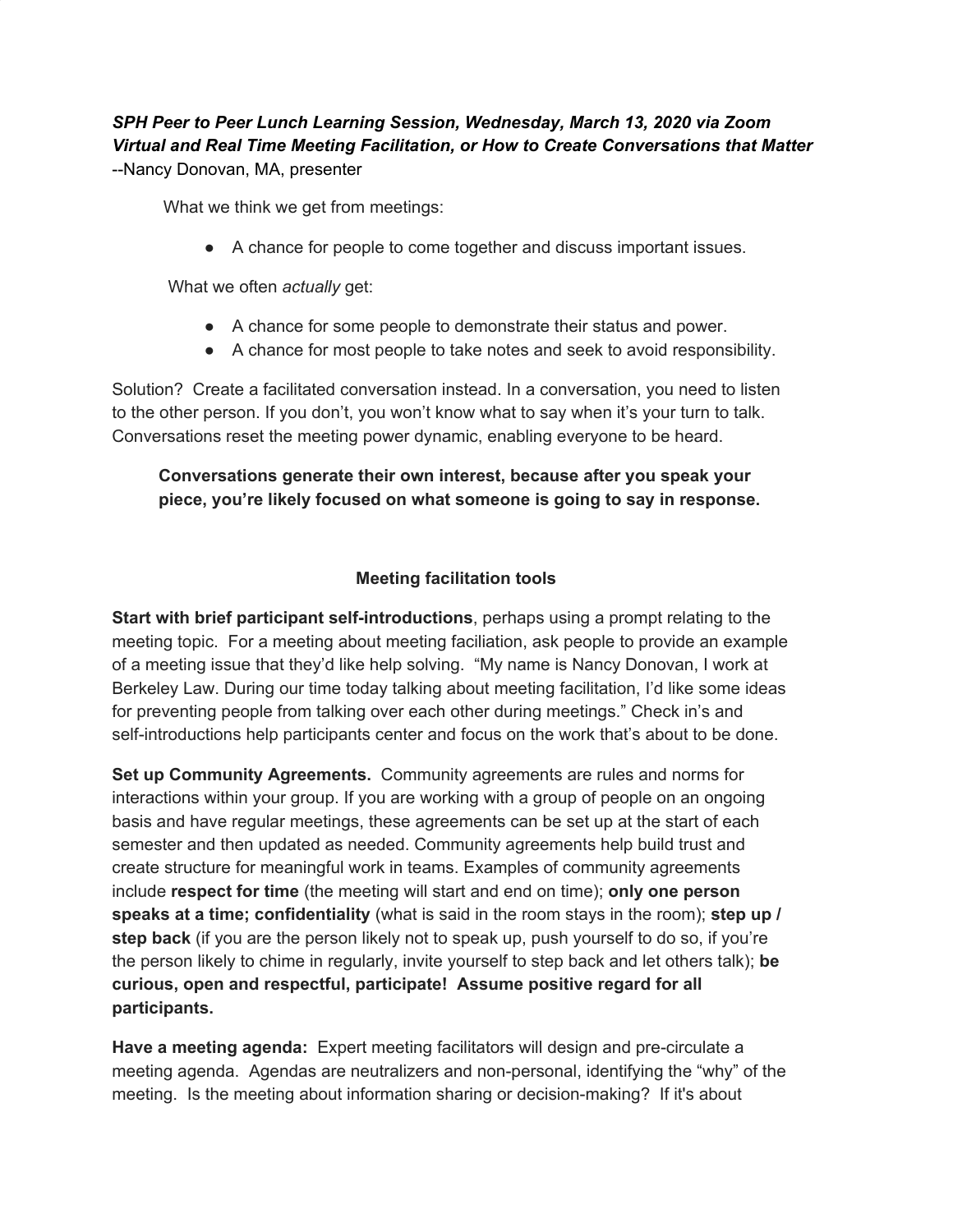***SPH Peer to Peer Lunch Learning Session, Wednesday, March 13, 2020 via Zoom***
***Virtual and Real Time Meeting Facilitation, or How to Create Conversations that Matter***
--Nancy Donovan, MA, presenter

What we think we get from meetings:

- A chance for people to come together and discuss important issues.

What we often *actually* get:

- A chance for some people to demonstrate their status and power.
- A chance for most people to take notes and seek to avoid responsibility.

Solution? Create a facilitated conversation instead. In a conversation, you need to listen to the other person. If you don't, you won't know what to say when it's your turn to talk. Conversations reset the meeting power dynamic, enabling everyone to be heard.

> **Conversations generate their own interest, because after you speak your piece, you're likely focused on what someone is going to say in response.**

## Meeting facilitation tools

**Start with brief participant self-introductions**, perhaps using a prompt relating to the meeting topic. For a meeting about meeting faciliation, ask people to provide an example of a meeting issue that they'd like help solving. "My name is Nancy Donovan, I work at Berkeley Law. During our time today talking about meeting facilitation, I'd like some ideas for preventing people from talking over each other during meetings." Check in's and self-introductions help participants center and focus on the work that's about to be done.

**Set up Community Agreements.** Community agreements are rules and norms for interactions within your group. If you are working with a group of people on an ongoing basis and have regular meetings, these agreements can be set up at the start of each semester and then updated as needed. Community agreements help build trust and create structure for meaningful work in teams. Examples of community agreements include **respect for time** (the meeting will start and end on time); **only one person speaks at a time; confidentiality** (what is said in the room stays in the room); **step up / step back** (if you are the person likely not to speak up, push yourself to do so, if you're the person likely to chime in regularly, invite yourself to step back and let others talk); **be curious, open and respectful, participate! Assume positive regard for all participants.**

**Have a meeting agenda:** Expert meeting facilitators will design and pre-circulate a meeting agenda. Agendas are neutralizers and non-personal, identifying the "why" of the meeting. Is the meeting about information sharing or decision-making? If it's about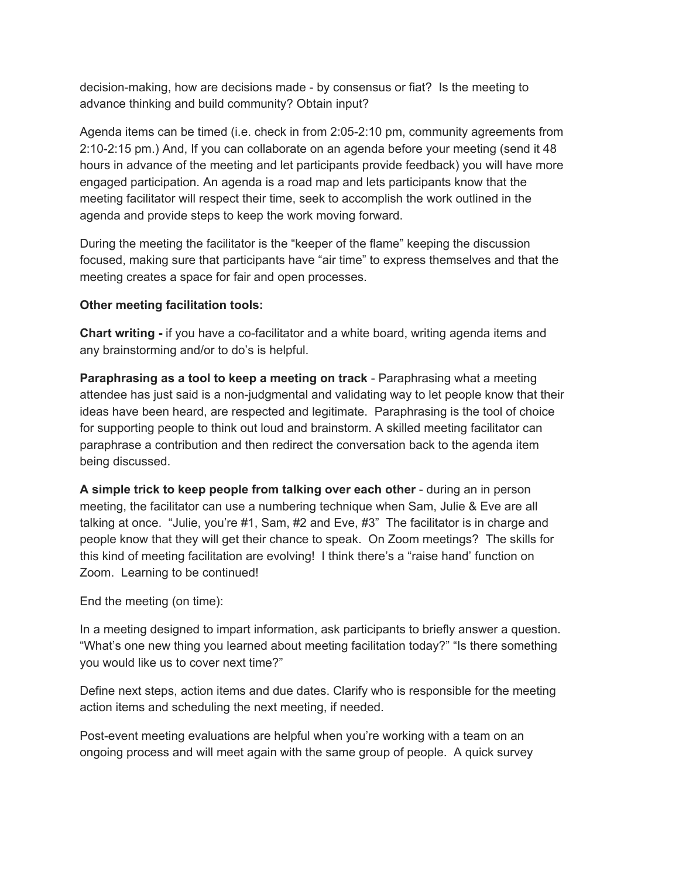decision-making, how are decisions made - by consensus or fiat? Is the meeting to advance thinking and build community? Obtain input?

Agenda items can be timed (i.e. check in from 2:05-2:10 pm, community agreements from 2:10-2:15 pm.) And, If you can collaborate on an agenda before your meeting (send it 48 hours in advance of the meeting and let participants provide feedback) you will have more engaged participation. An agenda is a road map and lets participants know that the meeting facilitator will respect their time, seek to accomplish the work outlined in the agenda and provide steps to keep the work moving forward.

During the meeting the facilitator is the "keeper of the flame" keeping the discussion focused, making sure that participants have "air time" to express themselves and that the meeting creates a space for fair and open processes.

**Other meeting facilitation tools:**

**Chart writing -** if you have a co-facilitator and a white board, writing agenda items and any brainstorming and/or to do's is helpful.

**Paraphrasing as a tool to keep a meeting on track** - Paraphrasing what a meeting attendee has just said is a non-judgmental and validating way to let people know that their ideas have been heard, are respected and legitimate. Paraphrasing is the tool of choice for supporting people to think out loud and brainstorm. A skilled meeting facilitator can paraphrase a contribution and then redirect the conversation back to the agenda item being discussed.

**A simple trick to keep people from talking over each other** - during an in person meeting, the facilitator can use a numbering technique when Sam, Julie & Eve are all talking at once. "Julie, you're #1, Sam, #2 and Eve, #3" The facilitator is in charge and people know that they will get their chance to speak. On Zoom meetings? The skills for this kind of meeting facilitation are evolving! I think there's a "raise hand' function on Zoom. Learning to be continued!

End the meeting (on time):

In a meeting designed to impart information, ask participants to briefly answer a question. "What's one new thing you learned about meeting facilitation today?" "Is there something you would like us to cover next time?"

Define next steps, action items and due dates. Clarify who is responsible for the meeting action items and scheduling the next meeting, if needed.

Post-event meeting evaluations are helpful when you're working with a team on an ongoing process and will meet again with the same group of people. A quick survey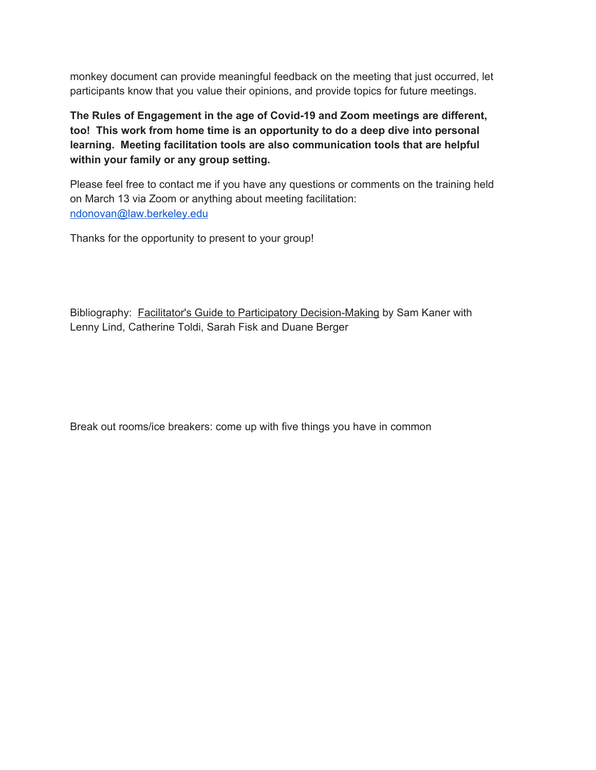monkey document can provide meaningful feedback on the meeting that just occurred, let participants know that you value their opinions, and provide topics for future meetings.

**The Rules of Engagement in the age of Covid-19 and Zoom meetings are different, too! This work from home time is an opportunity to do a deep dive into personal learning. Meeting facilitation tools are also communication tools that are helpful within your family or any group setting.**

Please feel free to contact me if you have any questions or comments on the training held on March 13 via Zoom or anything about meeting facilitation: ndonovan@law.berkeley.edu

Thanks for the opportunity to present to your group!

Bibliography: Facilitator's Guide to Participatory Decision-Making by Sam Kaner with Lenny Lind, Catherine Toldi, Sarah Fisk and Duane Berger

Break out rooms/ice breakers: come up with five things you have in common